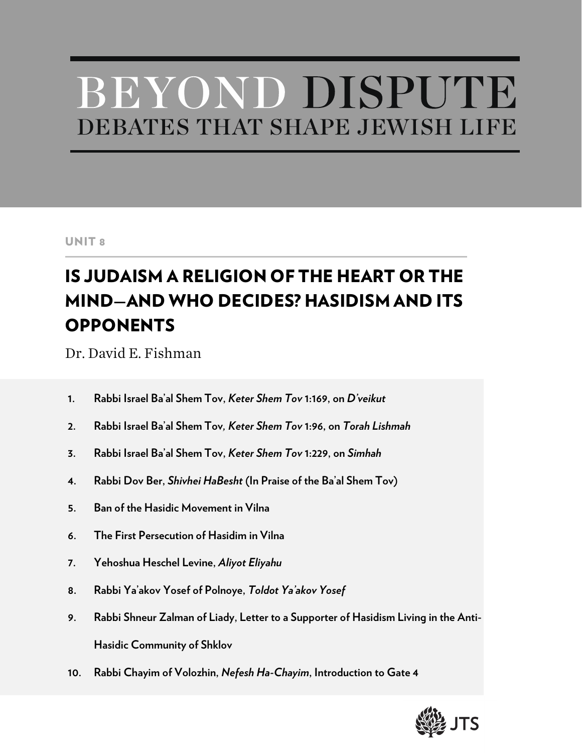# BEYOND DISPUTE

## DEBATES THAT SHAPE JEWISH LIFE

UNIT 8

## IS JUDAISM A RELIGION OF THE HEART OR THE MIND—AND WHO DECIDES? HASIDISM AND ITS OPPONENTS

Dr. David E. Fishman

1. **Rabbi Israel Ba'al Shem Tov, *Keter Shem Tov* 1:169, on *D'veikut***
2. **Rabbi Israel Ba'al Shem Tov, *Keter Shem Tov* 1:96, on *Torah Lishmah***
3. **Rabbi Israel Ba'al Shem Tov, *Keter Shem Tov* 1:229, on *Simhah***
4. **Rabbi Dov Ber, *Shivhei HaBesht* (In Praise of the Ba'al Shem Tov)**
5. **Ban of the Hasidic Movement in Vilna**
6. **The First Persecution of Hasidim in Vilna**
7. **Yehoshua Heschel Levine, *Aliyot Eliyahu***
8. **Rabbi Ya'akov Yosef of Polnoye, *Toldot Ya'akov Yosef***
9. **Rabbi Shneur Zalman of Liady, Letter to a Supporter of Hasidism Living in the Anti-Hasidic Community of Shklov**
10. **Rabbi Chayim of Volozhin, *Nefesh Ha-Chayim*, Introduction to Gate 4**

JTS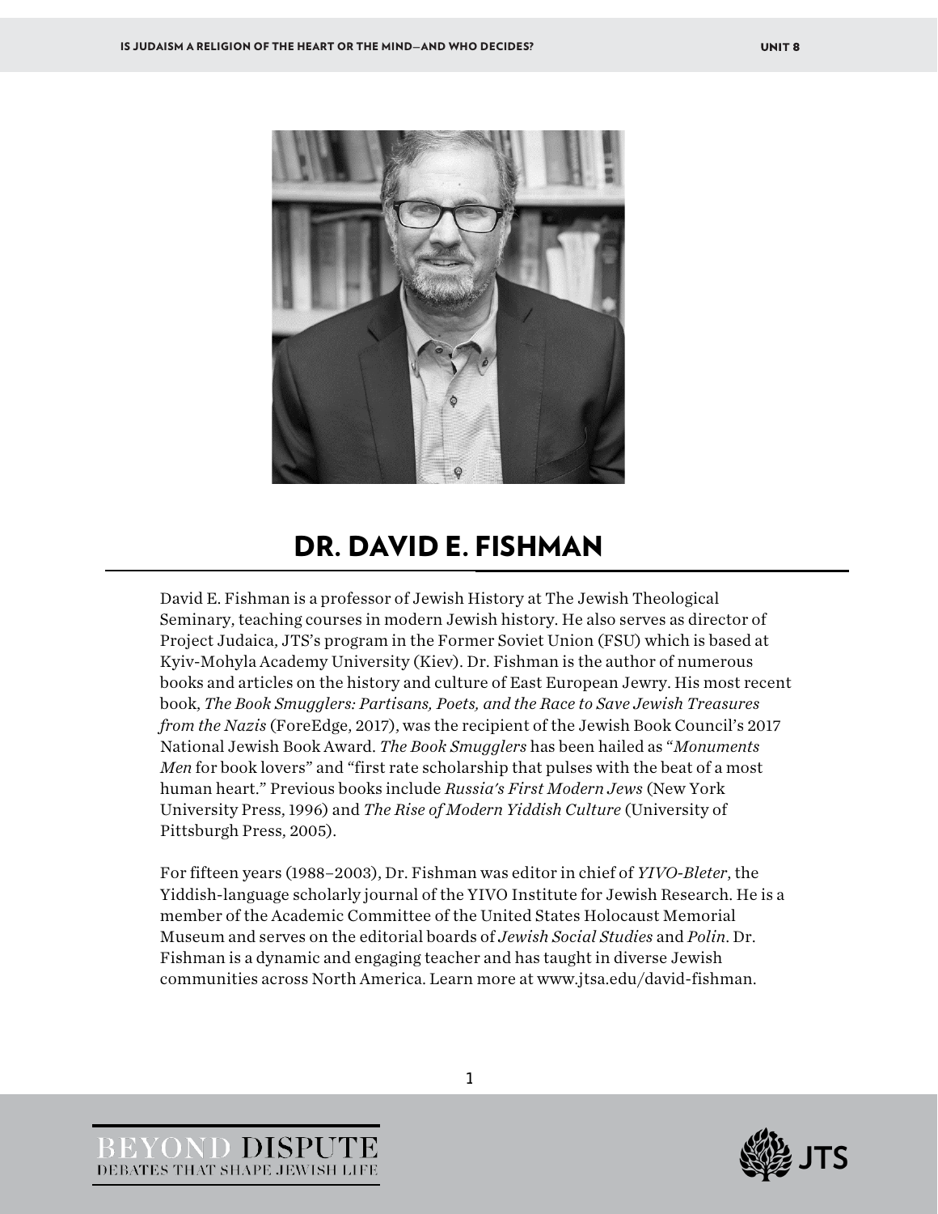# DR. DAVID E. FISHMAN

David E. Fishman is a professor of Jewish History at The Jewish Theological Seminary, teaching courses in modern Jewish history. He also serves as director of Project Judaica, JTS's program in the Former Soviet Union (FSU) which is based at Kyiv-Mohyla Academy University (Kiev). Dr. Fishman is the author of numerous books and articles on the history and culture of East European Jewry. His most recent book, *The Book Smugglers: Partisans, Poets, and the Race to Save Jewish Treasures from the Nazis* (ForeEdge, 2017), was the recipient of the Jewish Book Council's 2017 National Jewish Book Award. *The Book Smugglers* has been hailed as "*Monuments Men* for book lovers" and "first rate scholarship that pulses with the beat of a most human heart." Previous books include *Russia's First Modern Jews* (New York University Press, 1996) and *The Rise of Modern Yiddish Culture* (University of Pittsburgh Press, 2005).

For fifteen years (1988–2003), Dr. Fishman was editor in chief of *YIVO-Bleter*, the Yiddish-language scholarly journal of the YIVO Institute for Jewish Research. He is a member of the Academic Committee of the United States Holocaust Memorial Museum and serves on the editorial boards of *Jewish Social Studies* and *Polin*. Dr. Fishman is a dynamic and engaging teacher and has taught in diverse Jewish communities across North America. Learn more at www.jtsa.edu/david-fishman.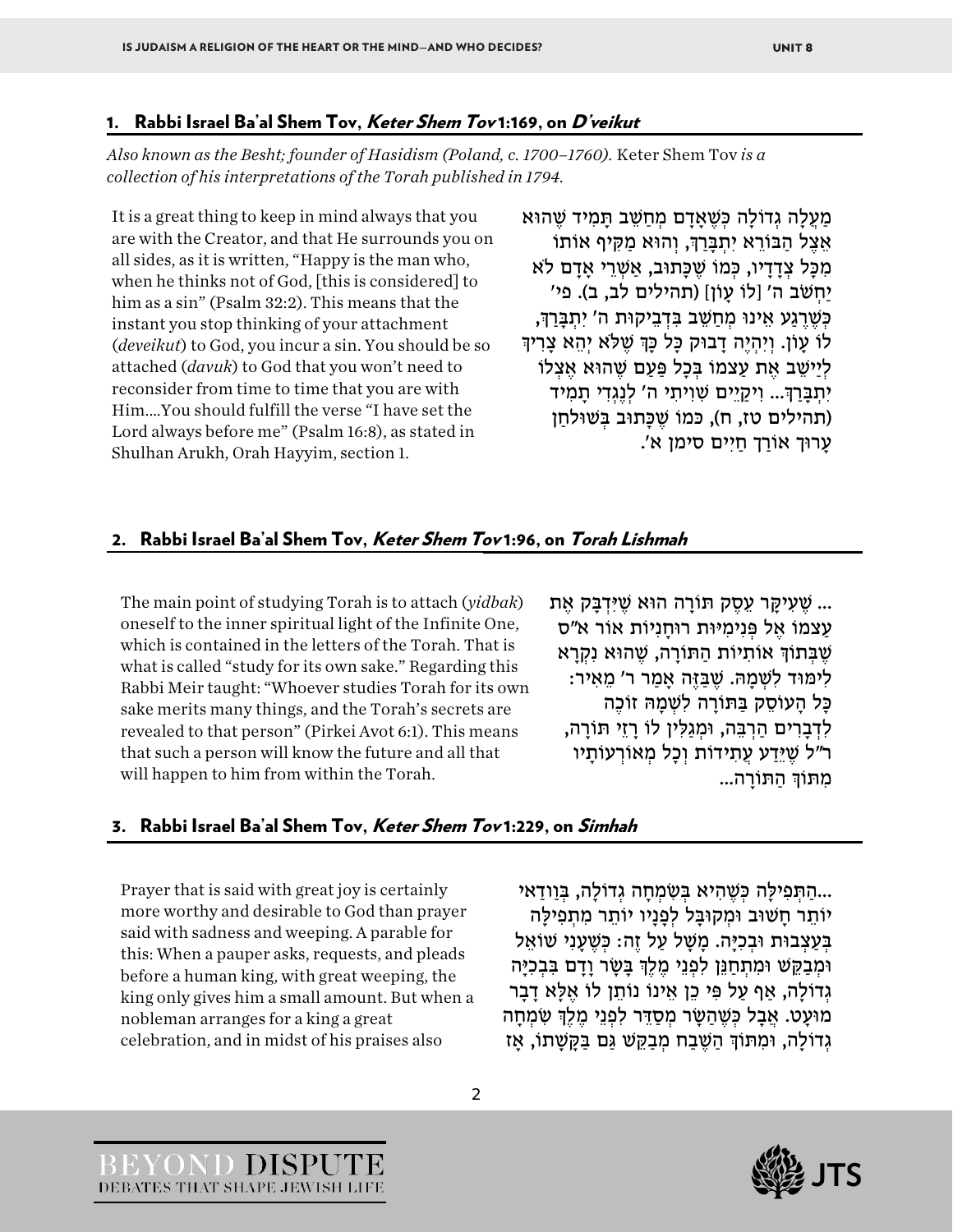## 1. Rabbi Israel Ba'al Shem Tov, *Keter Shem Tov* 1:169, on *D'veikut*

*Also known as the Besht; founder of Hasidism (Poland, c. 1700–1760).* Keter Shem Tov *is a collection of his interpretations of the Torah published in 1794.*

It is a great thing to keep in mind always that you are with the Creator, and that He surrounds you on all sides, as it is written, "Happy is the man who, when he thinks not of God, [this is considered] to him as a sin" (Psalm 32:2). This means that the instant you stop thinking of your attachment (*deveikut*) to God, you incur a sin. You should be so attached (*davuk*) to God that you won't need to reconsider from time to time that you are with Him....You should fulfill the verse "I have set the Lord always before me" (Psalm 16:8), as stated in Shulhan Arukh, Orah Hayyim, section 1.

מַעֲלָה גְּדוֹלָה כְּשֶׁאָדָם מְחַשֵּׁב תָּמִיד שֶׁהוּא אֵצֶל הַבּוֹרֵא יִתְבָּרֵךְ, וְהוּא מַקִּיף אוֹתוֹ מִכָּל צְדָדָיו, כְּמוֹ שֶׁכָּתוּב, אַשְׁרֵי אָדָם לֹא יַחְשֹׁב ה' [לוֹ עָוֹן] (תהילים לב, ב). פי' כְּשֶׁרֶגַע אֵינוֹ מְחַשֵּׁב בִּדְבֵיקוּת ה' יִתְבָּרֵךְ, לוֹ עָוֹן. וְיִהְיֶה דָּבוּק כָּל כָּךְ שֶׁלֹּא יְהֵא צָרִיךְ לְיַישֵּׁב אֶת עַצְמוֹ בְּכָל פַּעַם שֶׁהוּא אֶצְלוֹ יִתְבָּרֵךְ... וִיקַיֵּים שִׁוִּיתִי ה' לְנֶגְדִּי תָמִיד (תהילים טז, ח), כְּמוֹ שֶׁכָּתוּב בְּשׁוּלְחַן עָרוּךְ אוֹרַח חַיִּים סִימָן א'.

## 2. Rabbi Israel Ba'al Shem Tov, *Keter Shem Tov* 1:96, on *Torah Lishmah*

The main point of studying Torah is to attach (*yidbak*) oneself to the inner spiritual light of the Infinite One, which is contained in the letters of the Torah. That is what is called "study for its own sake." Regarding this Rabbi Meir taught: "Whoever studies Torah for its own sake merits many things, and the Torah's secrets are revealed to that person" (Pirkei Avot 6:1). This means that such a person will know the future and all that will happen to him from within the Torah.

... שֶׁעִיקַּר עֵסֶק תּוֹרָה הוּא שֶׁיִּדְבַּק אֶת עַצְמוֹ אֶל פְּנִימִיּוּת רוּחָנִיּוּת אוֹר א"ס שֶׁבְּתוֹךְ אוֹתִיּוֹת הַתּוֹרָה, שֶׁהוּא נִקְרָא לִימּוּד לִשְׁמָהּ. שֶׁבַּזֶּה אָמַר ר' מֵאִיר: כָּל הָעוֹסֵק בַּתּוֹרָה לִשְׁמָהּ זוֹכֶה לִדְבָרִים הַרְבֵּה, וּמְגַלִּין לוֹ רָזֵי תּוֹרָה, ר"ל שֶׁיֵּדַע עֲתִידוֹת וְכָל מְאוֹרְעוֹתָיו מִתּוֹךְ הַתּוֹרָה...

## 3. Rabbi Israel Ba'al Shem Tov, *Keter Shem Tov* 1:229, on *Simhah*

Prayer that is said with great joy is certainly more worthy and desirable to God than prayer said with sadness and weeping. A parable for this: When a pauper asks, requests, and pleads before a human king, with great weeping, the king only gives him a small amount. But when a nobleman arranges for a king a great celebration, and in midst of his praises also

...הַתְּפִילָּה כְּשֶׁהִיא בְּשִׂמְחָה גְּדוֹלָה, בְּוַודַּאי יוֹתֵר חָשׁוּב וּמְקוּבָּל לְפָנָיו יוֹתֵר מִתְּפִילָּה בְּעַצְבוּת וּבְכִיָּה. מָשָׁל עַל זֶה: כְּשֶׁעָנִי שׁוֹאֵל וּמְבַקֵּשׁ וּמִתְחַנֵּן לִפְנֵי מֶלֶךְ בָּשָׂר וָדָם בִּבְכִיָּה גְּדוֹלָה, אַף עַל פִּי כֵן אֵינוֹ נוֹתֵן לוֹ אֶלָּא דָבָר מוּעָט. אֲבָל כְּשֶׁהַשָּׂר מְסַדֵּר לִפְנֵי מֶלֶךְ שִׂמְחָה גְּדוֹלָה, וּמִתּוֹךְ הַשֶּׁבַח מְבַקֵּשׁ גַּם בַּקָּשָׁתוֹ, אָז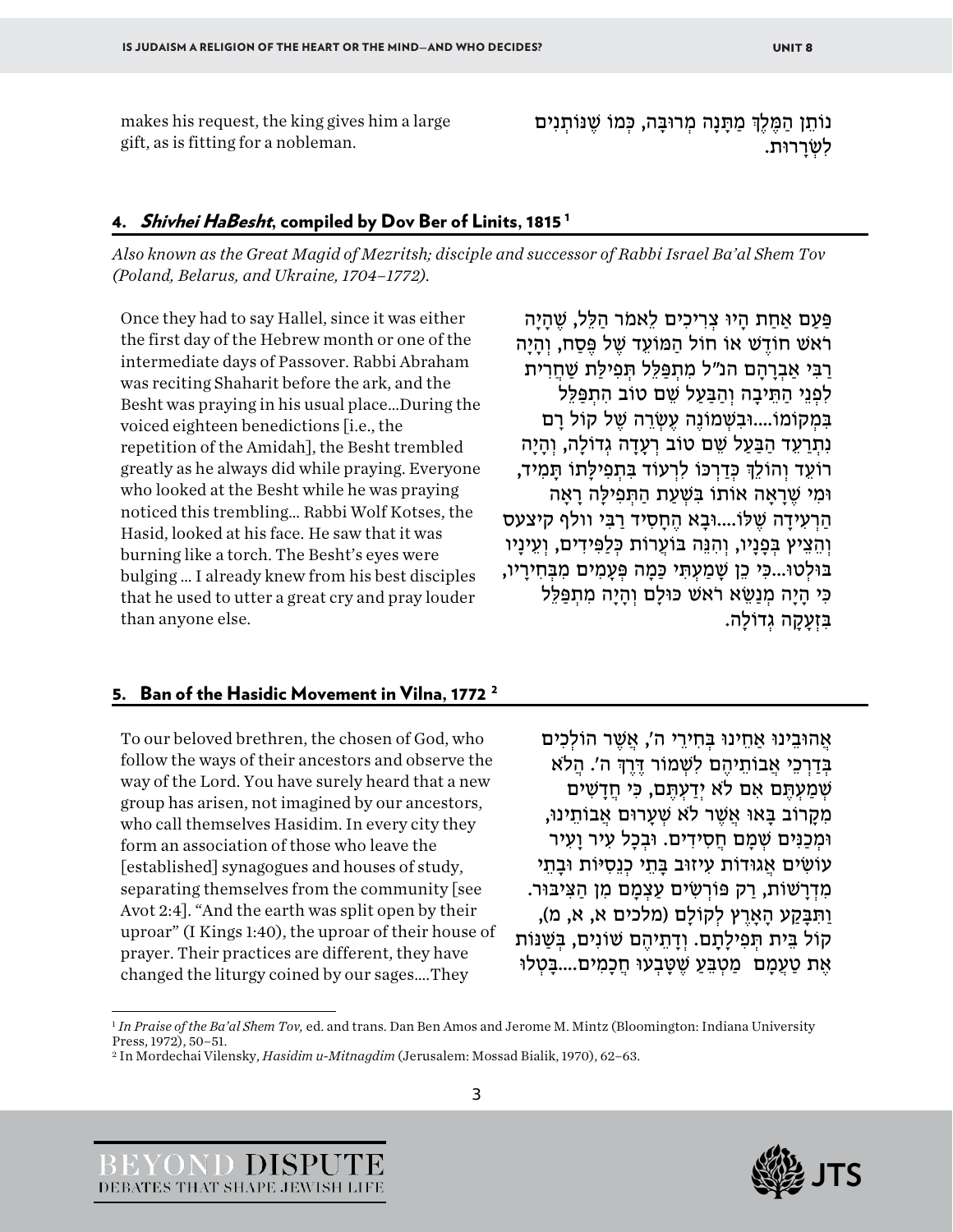makes his request, the king gives him a large gift, as is fitting for a nobleman.

נוֹתֵן הַמֶּלֶךְ מַתָּנָה מְרוּבָּה, כְּמוֹ שֶׁנּוֹתְנִים לְשָׂרָרוֹת.

## 4. *Shivhei HaBesht*, compiled by Dov Ber of Linits, 1815 [1]

*Also known as the Great Magid of Mezritsh; disciple and successor of Rabbi Israel Ba'al Shem Tov (Poland, Belarus, and Ukraine, 1704–1772).*

Once they had to say Hallel, since it was either the first day of the Hebrew month or one of the intermediate days of Passover. Rabbi Abraham was reciting Shaharit before the ark, and the Besht was praying in his usual place…During the voiced eighteen benedictions [i.e., the repetition of the Amidah], the Besht trembled greatly as he always did while praying. Everyone who looked at the Besht while he was praying noticed this trembling… Rabbi Wolf Kotses, the Hasid, looked at his face. He saw that it was burning like a torch. The Besht's eyes were bulging … I already knew from his best disciples that he used to utter a great cry and pray louder than anyone else.

פַּעַם אַחַת הָיוּ צְרִיכִים לֵאמֹר הַלֵּל, שֶׁהָיָה רֹאשׁ חוֹדֶשׁ אוֹ חוֹל הַמּוֹעֵד שֶׁל פֶּסַח, וְהָיָה רַבִּי אַבְרָהָם הנ"ל מִתְפַּלֵּל תְּפִילַּת שַׁחֲרִית לִפְנֵי הַתֵּיבָה וְהַבַּעַל שֵׁם טוֹב הִתְפַּלֵּל בִּמְקוֹמוֹ....וּבִשְׁמוֹנֶה עֶשְׂרֵה שֶׁל קוֹל רָם נִתְרַעֵד הַבַּעַל שֵׁם טוֹב רְעָדָה גְּדוֹלָה, וְהָיָה רוֹעֵד וְהוֹלֵךְ כְּדַרְכּוֹ לִרְעוֹד בִּתְפִילָּתוֹ תָּמִיד, וּמִי שֶׁרָאָה אוֹתוֹ בִּשְׁעַת הַתְּפִילָּה רָאָה הָרְעִידָה שֶׁלּוֹ....וּבָא הֶחָסִיד רַבִּי וולף קיצעס וְהֵצִיץ בְּפָנָיו, וְהִנֵּה בּוֹעֲרוֹת כְּלַפִּידִים, וְעֵינָיו בּוֹלְטוּ...כִּי כֵן שָׁמַעְתִּי כַּמָּה פְּעָמִים מִבְּחִירָיו, כִּי הָיָה מְנַשֵּׂא רֹאשׁ כּוּלָּם וְהָיָה מִתְפַּלֵּל בִּזְעָקָה גְּדוֹלָה.

## 5. Ban of the Hasidic Movement in Vilna, 1772 [2]

To our beloved brethren, the chosen of God, who follow the ways of their ancestors and observe the way of the Lord. You have surely heard that a new group has arisen, not imagined by our ancestors, who call themselves Hasidim. In every city they form an association of those who leave the [established] synagogues and houses of study, separating themselves from the community [see Avot 2:4]. "And the earth was split open by their uproar" (I Kings 1:40), the uproar of their house of prayer. Their practices are different, they have changed the liturgy coined by our sages….They

אֲהוּבֵינוּ אַחֵינוּ בְּחִירֵי ה', אֲשֶׁר הוֹלְכִים בְּדַרְכֵי אֲבוֹתֵיהֶם לִשְׁמוֹר דֶּרֶךְ ה'. הֲלֹא שְׁמַעְתֶּם אִם לֹא יְדַעְתֶּם, כִּי חֲדָשִׁים מִקָּרוֹב בָּאוּ אֲשֶׁר לֹא שְׂעָרוּם אֲבוֹתֵינוּ, וּמְכַנִּים שְׁמָם חֲסִידִים. וּבְכָל עִיר וָעִיר עוֹשִׂים אֲגוּדוֹת עִיזוּב בָּתֵּי כְּנֵסִיּוֹת וּבָתֵּי מִדְרָשׁוֹת, רַק פּוֹרְשִׁים עַצְמָם מִן הַצִּיבּוּר. וַתִּבָּקַע הָאָרֶץ לְקוֹלָם (מלכים א, א, מ), קוֹל בֵּית תְּפִילָּתָם. וְדָתֵיהֶם שׁוֹנִים, בְּשַׁנּוֹת אֶת טַעֲמָם מַטְבֵּעַ שֶׁטָּבְעוּ חֲכָמִים....בָּטְלוּ

---

[1] *In Praise of the Ba'al Shem Tov,* ed. and trans. Dan Ben Amos and Jerome M. Mintz (Bloomington: Indiana University Press, 1972), 50–51.

[2] In Mordechai Vilensky, *Hasidim u-Mitnagdim* (Jerusalem: Mossad Bialik, 1970), 62–63.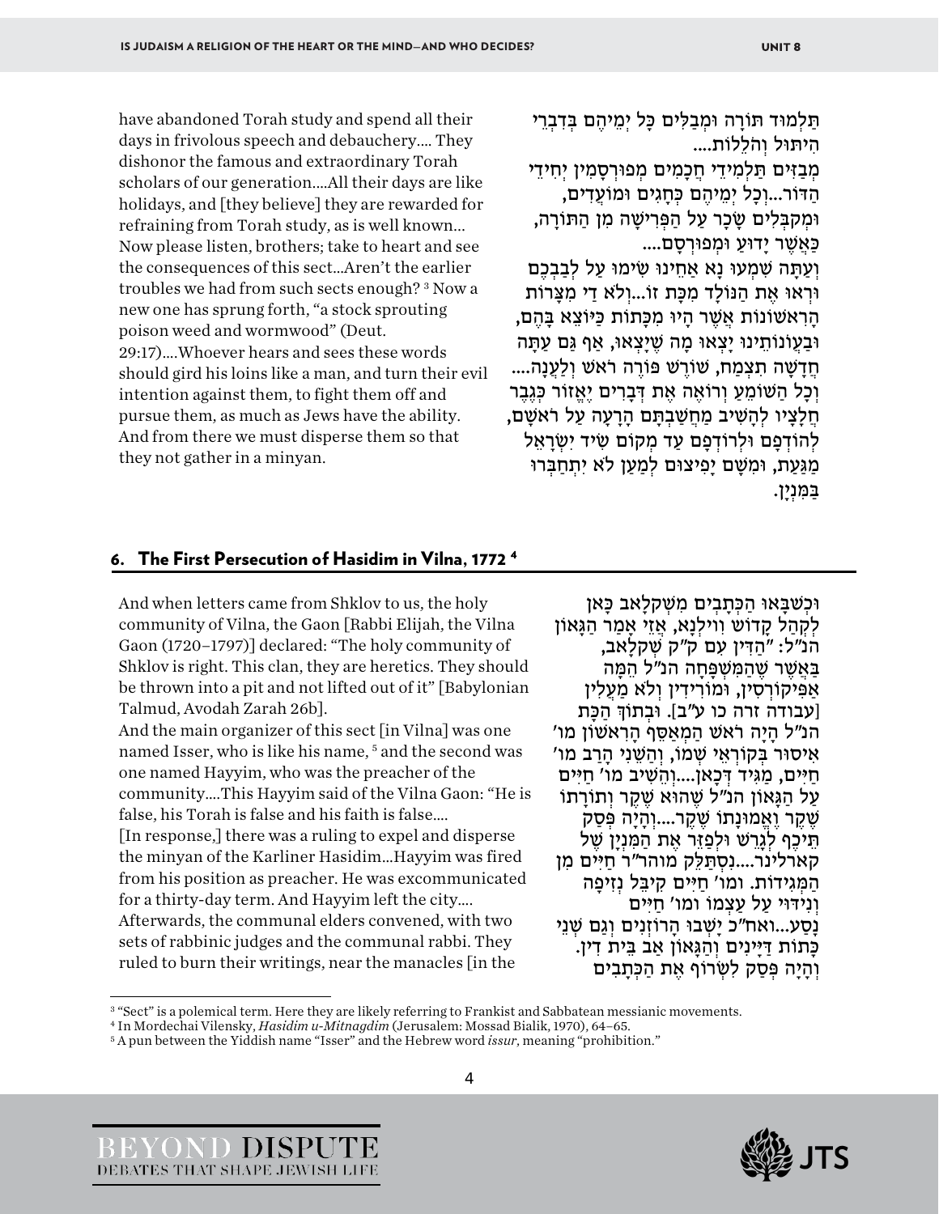have abandoned Torah study and spend all their days in frivolous speech and debauchery.... They dishonor the famous and extraordinary Torah scholars of our generation....All their days are like holidays, and [they believe] they are rewarded for refraining from Torah study, as is well known... Now please listen, brothers; take to heart and see the consequences of this sect...Aren't the earlier troubles we had from such sects enough? [3] Now a new one has sprung forth, "a stock sprouting poison weed and wormwood" (Deut. 29:17)....Whoever hears and sees these words should gird his loins like a man, and turn their evil intention against them, to fight them off and pursue them, as much as Jews have the ability. And from there we must disperse them so that they not gather in a minyan.

תַּלְמוּד תּוֹרָה וּמְבַלִּים כָּל יְמֵיהֶם בְּדִבְרֵי הִיתּוּל וְהֹלֵלוֹת....
מְבַזִּים תַּלְמִידֵי חֲכָמִים מְפוּרְסָמִין יְחִידֵי הַדּוֹר...וְכָל יְמֵיהֶם כְּחַגִּים וּמוֹעֲדִים, וּמְקַבְּלִים שָׂכָר עַל הַפְּרִישָׁה מִן הַתּוֹרָה, כַּאֲשֶׁר יָדוּעַ וּמְפוּרְסָם....
וְעַתָּה שִׁמְעוּ נָא אַחֵינוּ שִׂימוּ עַל לְבַבְכֶם וּרְאוּ אֶת הַנּוֹלָד מִכַּת זוֹ...וְלֹא דַי מִצָּרוֹת הָרִאשׁוֹנוֹת אֲשֶׁר הָיוּ מִכִּתּוֹת כַּיּוֹצֵא בָּהֶם, וּבַעֲוֹנוֹתֵינוּ יָצְאוּ מָה שֶׁיָּצְאוּ, אַף גַּם עַתָּה חֲדָשָׁה תִצְמַח, שׁוֹרֶשׁ פּוֹרֶה רֹאשׁ וְלַעֲנָה....
וְכָל הַשּׁוֹמֵעַ וְרוֹאֶה אֶת דְּבָרִים יֶאֱזוֹר כְּגֶבֶר חֲלָצָיו לְהָשִׁיב מַחֲשַׁבְתָּם הָרָעָה עַל רֹאשָׁם, לְהוֹדְפָם וּלְרוֹדְפָם עַד מְקוֹם שֶׁיַּד יִשְׂרָאֵל מַגַּעַת, וּמִשָּׁם יָפִיצוּם לְמַעַן לֹא יִתְחַבְּרוּ בַּמִּנְיָן.

## 6. The First Persecution of Hasidim in Vilna, 1772 [4]

And when letters came from Shklov to us, the holy community of Vilna, the Gaon [Rabbi Elijah, the Vilna Gaon (1720–1797)] declared: "The holy community of Shklov is right. This clan, they are heretics. They should be thrown into a pit and not lifted out of it" [Babylonian Talmud, Avodah Zarah 26b].

And the main organizer of this sect [in Vilna] was one named Isser, who is like his name, [5] and the second was one named Hayyim, who was the preacher of the community....This Hayyim said of the Vilna Gaon: "He is false, his Torah is false and his faith is false....

[In response,] there was a ruling to expel and disperse the minyan of the Karliner Hasidim...Hayyim was fired from his position as preacher. He was excommunicated for a thirty-day term. And Hayyim left the city....

Afterwards, the communal elders convened, with two sets of rabbinic judges and the communal rabbi. They ruled to burn their writings, near the manacles [in the

וּכְשֶׁבָּאוּ הַכְּתָבִים מִשְּׁקְלָאב כָּאן לִקְהַל קָדוֹשׁ ווִילְנָא, אֲזַי אָמַר הַגָּאוֹן הנ"ל: "הַדִּין עִם ק"ק שְׁקְלָאב, בַּאֲשֶׁר שֶׁהַמִּשְׁפָּחָה הנ"ל הֵמָּה אַפִּיקוֹרְסִין, וּמוֹרִידִין וְלֹא מַעֲלִין [עבודה זרה כו ע"ב]. וּבְתוֹךְ הַכַּת הנ"ל הָיָה רֹאשׁ הַמְאַסֵּף הָרִאשׁוֹן מו' אִיסוּר בְּקוֹרְאֵי שְׁמוֹ, וְהַשֵּׁנִי הָרַב מו' חַיִּים, מַגִּיד דְּכָאן....וְהֵשִׁיב מו' חַיִּים עַל הַגָּאוֹן הנ"ל שֶׁהוּא שֶׁקֶר וְתוֹרָתוֹ שֶׁקֶר וֶאֱמוּנָתוֹ שֶׁקֶר....וְהָיָה פְּסַק תֵּיכֶף לְגָרֵשׁ וּלְפַזֵּר אֶת הַמִּנְיָן שֶׁל קארלינער....נִסְתַּלֵּק מוהר"ר חַיִּים מִן הַמַּגִּידוּת. וּמו' חַיִּים קִיבֵּל נְזִיפָה וְנִידּוּי עַל עַצְמוֹ וּמו' חַיִּים נָסַע...ואח"כ יָשְׁבוּ הָרוֹזְנִים וְגַם שְׁנֵי כִּתּוֹת דַּיָּינִים וְהַגָּאוֹן אַב בֵּית דִּין. וְהָיָה פְּסַק לִשְׂרוֹף אֶת הַכְּתָבִים

---

[3] "Sect" is a polemical term. Here they are likely referring to Frankist and Sabbatean messianic movements.

[4] In Mordechai Vilensky, *Hasidim u-Mitnagdim* (Jerusalem: Mossad Bialik, 1970), 64–65.

[5] A pun between the Yiddish name "Isser" and the Hebrew word *issur*, meaning "prohibition."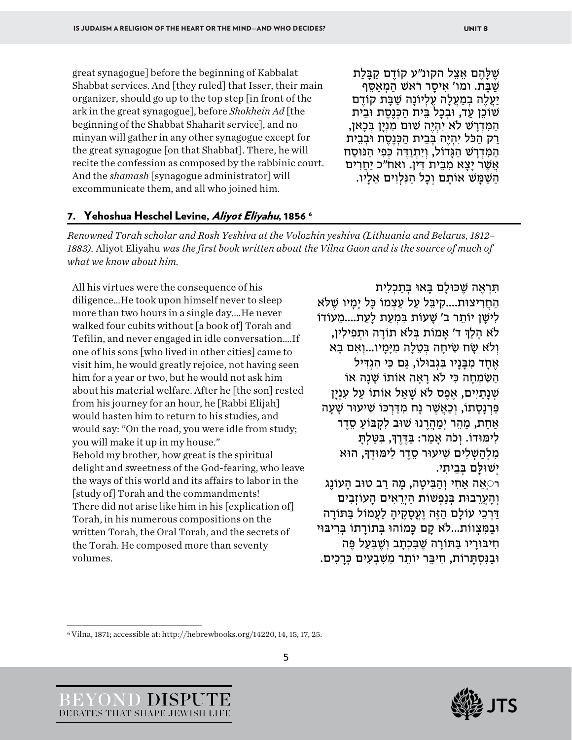great synagogue] before the beginning of Kabbalat Shabbat services. And [they ruled] that Isser, their main organizer, should go up to the top step [in front of the ark in the great synagogue], before *Shokhein Ad* [the beginning of the Shabbat Shaharit service], and no minyan will gather in any other synagogue except for the great synagogue [on that Shabbat]. There, he will recite the confession as composed by the rabbinic court. And the *shamash* [synagogue administrator] will excommunicate them, and all who joined him.

שֶׁלָּהֶם אֵצֶל הקונ"ע קוֹדֶם קַבָּלַת שַׁבָּת. ומו' אִיסָר רֹאשׁ הַמְאַסֵּף יַעֲלֶה בְּמַעֲלָה עֶלְיוֹנָה שַׁבָּת קוֹדֶם שׁוֹכֵן עַד, וּבְכָל בֵּית הַכְּנֶסֶת וּבֵית הַמִּדְרָשׁ לֹא יִהְיֶה שׁוּם מִנְיָן בְּכָאן, רַק הַכֹּל יִהְיֶה בְּבֵית הַכְּנֶסֶת וּבְבֵית הַמִּדְרָשׁ הַגָּדוֹל, וְיִתְוַדֶּה כְּפִי הַנּוּסַח אֲשֶׁר יָצָא מִבֵּית דִּין. ואח"כ יַחֲרִים הַשַּׁמָּשׁ אוֹתָם וְכָל הַנִּלְוִים אֵלָיו.

## 7. Yehoshua Heschel Levine, *Aliyot Eliyahu*, 1856 [6]

*Renowned Torah scholar and Rosh Yeshiva at the Volozhin yeshiva (Lithuania and Belarus, 1812–1883).* Aliyot Eliyahu *was the first book written about the Vilna Gaon and is the source of much of what we know about him.*

All his virtues were the consequence of his diligence...He took upon himself never to sleep more than two hours in a single day....He never walked four cubits without [a book of] Torah and Tefilin, and never engaged in idle conversation....If one of his sons [who lived in other cities] came to visit him, he would greatly rejoice, not having seen him for a year or two, but he would not ask him about his material welfare. After he [the son] rested from his journey for an hour, he [Rabbi Elijah] would hasten him to return to his studies, and would say: "On the road, you were idle from study; you will make it up in my house."

Behold my brother, how great is the spiritual delight and sweetness of the God-fearing, who leave the ways of this world and its affairs to labor in the [study of] Torah and the commandments!

There did not arise like him in his [explication of] Torah, in his numerous compositions on the written Torah, the Oral Torah, and the secrets of the Torah. He composed more than seventy volumes.

תִּרְאֶה שֶׁכּוּלָם בָּאוּ בְּתַכְלִית הַחֲרִיצוּת....קִיבֵּל עַל עַצְמוֹ כָּל יָמָיו שֶׁלֹּא לִישַׁן יוֹתֵר ב' שָׁעוֹת בִּמְעַט לָעֵת....מֵעוֹדוֹ לֹא הָלַךְ ד' אַמּוֹת בְּלֹא תוֹרָה וּתְפִילִין, וְלֹא שָׂח שִׂיחָה בְּטֵלָה מִיָּמָיו...וְאִם בָּא אֶחָד מִבָּנָיו בִּגְבוּלוֹ, גַּם כִּי הִגְדִּיל הַשִּׂמְחָה כִּי לֹא רָאָה אוֹתוֹ שָׁנָה אוֹ שְׁנָתַיִים, אֶפֶס לֹא שָׁאַל אוֹתוֹ עַל עִנְיַן פַּרְנָסָתוֹ, וְכַאֲשֶׁר נָח מִדַּרְכּוֹ שִׁיעוּר שָׁעָה אַחַת, מַהֵר יְמַהֲרֵנוּ שׁוּב לִקְבּוֹעַ סֵדֶר לִימּוּדוֹ. וְכֹה אָמַר: בַּדֶּרֶךְ, בִּטַּלְתָּ מִלְּהַשְׁלִים שִׁיעוּר סֵדֶר לִימּוּדְךָ, הוּא יְשׁוּלָם בְּבֵיתִי.

רְאֵה אַחִי וְהַבִּיטָה, מָה רַב טוּב הָעוֹנֶג וְהָעֲרֵבוּת בְּנַפְשׁוֹת הַיְּרֵאִים הָעוֹזְבִים דַּרְכֵי עוֹלָם הַזֶּה וַעֲסָקֶיהָ לַעֲמוֹל בַּתּוֹרָה וּבַמִּצְווֹת...לֹא קָם כָּמוֹהוּ בְּתוֹרָתוֹ בְּרִיבּוּי חִיבּוּרָיו בַּתּוֹרָה שֶׁבִּכְתָב וְשֶׁבְּעַל פֶּה וּבַנִּסְתָּרוֹת, חִיבֵּר יוֹתֵר מִשִּׁבְעִים כְּרָכִים.

---

[6] Vilna, 1871; accessible at: http://hebrewbooks.org/14220, 14, 15, 17, 25.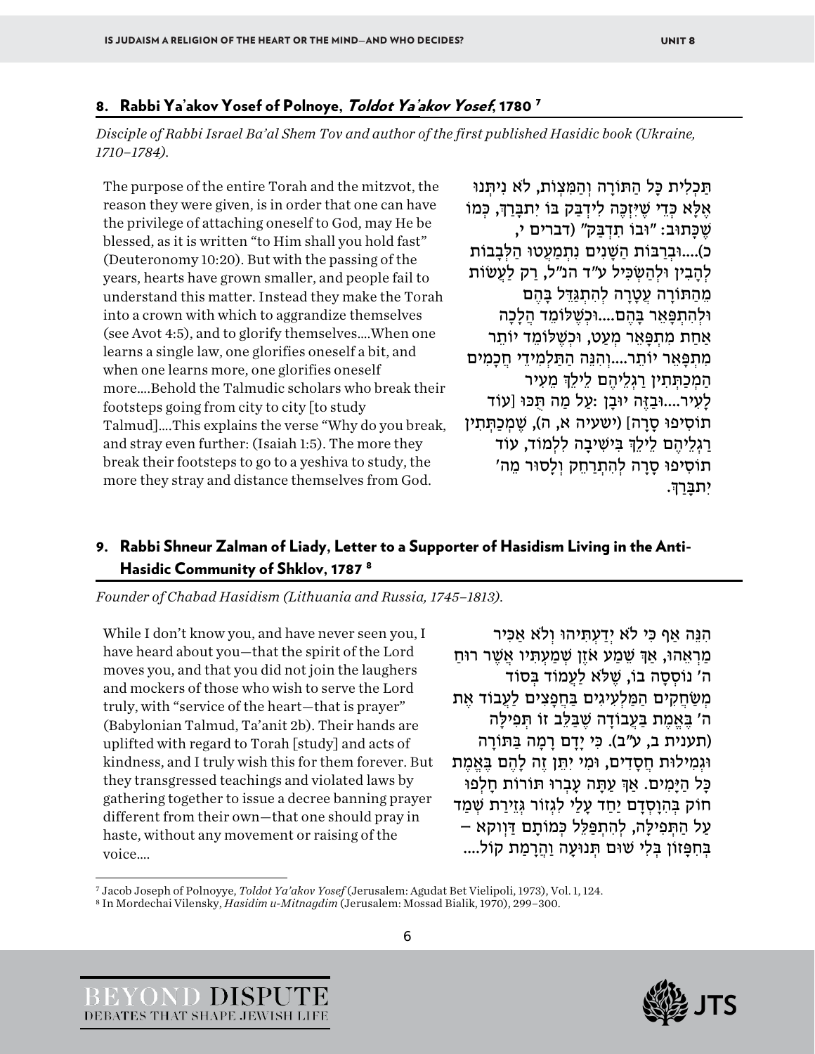## 8. Rabbi Ya'akov Yosef of Polnoye, *Toldot Ya'akov Yosef*, 1780 [7]

*Disciple of Rabbi Israel Ba'al Shem Tov and author of the first published Hasidic book (Ukraine, 1710–1784).*

The purpose of the entire Torah and the mitzvot, the reason they were given, is in order that one can have the privilege of attaching oneself to God, may He be blessed, as it is written "to Him shall you hold fast" (Deuteronomy 10:20). But with the passing of the years, hearts have grown smaller, and people fail to understand this matter. Instead they make the Torah into a crown with which to aggrandize themselves (see Avot 4:5), and to glorify themselves….When one learns a single law, one glorifies oneself a bit, and when one learns more, one glorifies oneself more….Behold the Talmudic scholars who break their footsteps going from city to city [to study Talmud]….This explains the verse "Why do you break, and stray even further: (Isaiah 1:5). The more they break their footsteps to go to a yeshiva to study, the more they stray and distance themselves from God.

תַּכְלִית כָּל הַתּוֹרָה וְהַמִּצְוֹת, לֹא נִיתְּנוּ אֶלָּא כְּדֵי שֶׁיִּזְכֶּה לִידָּבֵק בּוֹ יִתְבָּרֵךְ, כְּמוֹ שֶׁכָּתוּב: "וּבוֹ תִדְבָּק" (דברים י, כ)....וּבְרָבּוֹת הַשָּׁנִים נִתְמַעֲטוּ הַלְּבָבוֹת לְהָבִין וּלְהַשְׂכִּיל ע"ד הנ"ל, רַק לַעֲשׂוֹת מֵהַתּוֹרָה עֲטָרָה לְהִתְגַּדֵּל בָּהֶם וּלְהִתְפָּאֵר בָּהֶם....וּכְשֶׁלּוֹמֵד הֲלָכָה אַחַת מִתְפָּאֵר מְעַט, וּכְשֶׁלּוֹמֵד יוֹתֵר מִתְפָּאֵר יוֹתֵר....וְהִנֵּה הַתַּלְמִידֵי חֲכָמִים הַמְכַתְּתִין רַגְלֵיהֶם לֵילֵךְ מֵעִיר לָעִיר....וּבָזֶה יוּבַן :עַל מֶה תֻכּוּ [עוֹד תוֹסִיפוּ סָרָה] (ישעיה א, ה), שֶׁמְּכַתְּתִין רַגְלֵיהֶם לֵילֵךְ בִּישִׁיבָה לִלְמוֹד, עוֹד תוֹסִיפוּ סָרָה לְהִתְרַחֵק וְלָסוּר מֵה' יִתְבָּרֵךְ.

## 9. Rabbi Shneur Zalman of Liady, Letter to a Supporter of Hasidism Living in the Anti-Hasidic Community of Shklov, 1787 [8]

*Founder of Chabad Hasidism (Lithuania and Russia, 1745–1813).*

While I don't know you, and have never seen you, I have heard about you—that the spirit of the Lord moves you, and that you did not join the laughers and mockers of those who wish to serve the Lord truly, with "service of the heart—that is prayer" (Babylonian Talmud, Ta'anit 2b). Their hands are uplifted with regard to Torah [study] and acts of kindness, and I truly wish this for them forever. But they transgressed teachings and violated laws by gathering together to issue a decree banning prayer different from their own—that one should pray in haste, without any movement or raising of the voice….

הִנֵּה אַף כִּי לֹא יְדַעְתִּיהוּ וְלֹא אַכִּיר מַרְאֵהוּ, אַךְ שֵׁמַע אֹזֶן שְׁמַעְתִּיו אֲשֶׁר רוּחַ ה' נוֹסְסָה בוֹ, שֶׁלֹּא לַעֲמוֹד בְּסוֹד מְשַׂחֲקִים הַמַּלְעִיגִים בַּחֲפָצִים לַעֲבוֹד אֶת ה' בֶּאֱמֶת בַּעֲבוֹדָה שֶׁבַּלֵּב זוֹ תְּפִילָּה (תענית ב, ע"ב). כִּי יָדָם רָמָה בַּתּוֹרָה וּגְמִילוּת חֲסָדִים, וּמִי יִתֵּן זֶה לָהֶם בֶּאֱמֶת כָּל הַיָּמִים. אַךְ עַתָּה עָבְרוּ תוֹרוֹת חָלְפוּ חוֹק בְּהִוָּסְדָם יַחַד עָלַי לִגְזוֹר גְּזֵירַת שְׁמַד עַל הַתְּפִילָּה, לְהִתְפַּלֵּל כְּמוֹתָם דַּוְוקָא – בְּחִפָּזוֹן בְּלִי שׁוּם תְּנוּעָה וַהֲרָמַת קוֹל....

---

[7] Jacob Joseph of Polnoyye, *Toldot Ya'akov Yosef* (Jerusalem: Agudat Bet Vielipoli, 1973), Vol. 1, 124.

[8] In Mordechai Vilensky, *Hasidim u-Mitnagdim* (Jerusalem: Mossad Bialik, 1970), 299–300.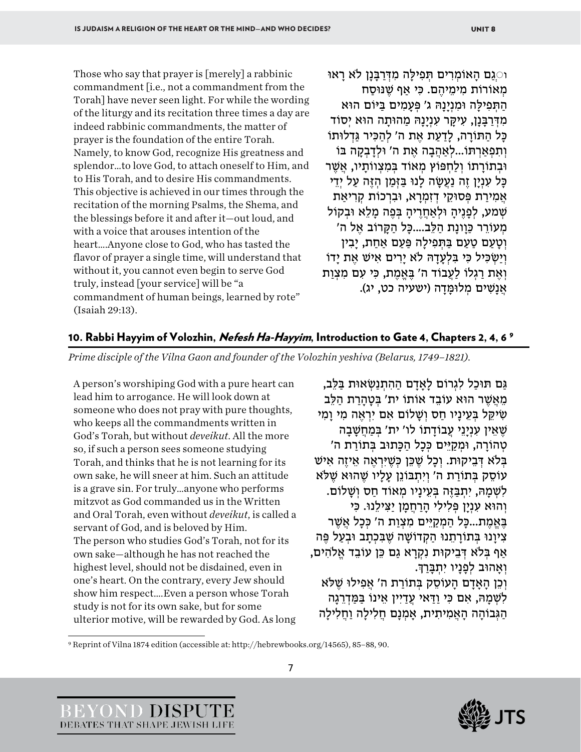Those who say that prayer is [merely] a rabbinic commandment [i.e., not a commandment from the Torah] have never seen light. For while the wording of the liturgy and its recitation three times a day are indeed rabbinic commandments, the matter of prayer is the foundation of the entire Torah. Namely, to know God, recognize His greatness and splendor...to love God, to attach oneself to Him, and to His Torah, and to desire His commandments. This objective is achieved in our times through the recitation of the morning Psalms, the Shema, and the blessings before it and after it—out loud, and with a voice that arouses intention of the heart....Anyone close to God, who has tasted the flavor of prayer a single time, will understand that without it, you cannot even begin to serve God truly, instead [your service] will be "a commandment of human beings, learned by rote" (Isaiah 29:13).

וְגַם הָאוֹמְרִים תְּפִילָּה מִדְּרַבָּנָן לֹא רָאוּ מְאוֹרוֹת מִימֵיהֶם. כִּי אַף שֶׁנּוּסַח הַתְּפִילָּה וּמִנְיָנָהּ ג' פְּעָמִים בַּיּוֹם הוּא מִדְּרַבָּנָן, עִיקַּר עִנְיָנָהּ מַהוּתָהּ הוּא יְסוֹד כָּל הַתּוֹרָה, לָדַעַת אֶת ה' לְהַכִּיר גַּדְלוּתוֹ וְתִפְאַרְתּוֹ...לְאַהֲבָה אֶת ה' וּלְדָבְקָה בּוֹ וּבְתוֹרָתוֹ וְלַחְפּוֹץ מְאוֹד בְּמִצְווֹתָיו, אֲשֶׁר כָּל עִנְיָן זֶה נַעֲשָׂה לָנוּ בַּזְּמַן הַזֶּה עַל יְדֵי אֲמִירַת פְּסוּקֵי דְזִמְרָא, וּבִרְכוֹת קְרִיאַת שְׁמַע, לְפָנֶיהָ וּלְאַחֲרֶיהָ בְּפֶה מָלֵא וּבְקוֹל מְעוֹרֵר כַּוָּונַת הַלֵּב....כָּל הַקָּרוֹב אֶל ה' וְטָעַם טַעַם בַּתְּפִילָּה פַּעַם אַחַת, יָבִין וְיַשְׂכִּיל כִּי בִּלְעָדָהּ לֹא יָרִים אִישׁ אֶת יָדוֹ וְאֶת רַגְלוֹ לַעֲבוֹד ה' בֶּאֱמֶת, כִּי עִם מִצְוַת אֲנָשִׁים מְלוּמָּדָה (ישעיה כט, יג).

## 10. Rabbi Hayyim of Volozhin, *Nefesh Ha-Hayyim*, Introduction to Gate 4, Chapters 2, 4, 6 [9]

*Prime disciple of the Vilna Gaon and founder of the Volozhin yeshiva (Belarus, 1749–1821).*

A person's worshiping God with a pure heart can lead him to arrogance. He will look down at someone who does not pray with pure thoughts, who keeps all the commandments written in God's Torah, but without *deveikut*. All the more so, if such a person sees someone studying Torah, and thinks that he is not learning for its own sake, he will sneer at him. Such an attitude is a grave sin. For truly...anyone who performs mitzvot as God commanded us in the Written and Oral Torah, even without *deveikut*, is called a servant of God, and is beloved by Him. The person who studies God's Torah, not for its own sake—although he has not reached the highest level, should not be disdained, even in one's heart. On the contrary, every Jew should show him respect....Even a person whose Torah study is not for its own sake, but for some ulterior motive, will be rewarded by God. As long

גַּם תּוּכַל לִגְרוֹם לָאָדָם הַהִתְנַשְּׂאוּת בַּלֵּב, מֵאֲשֶׁר הוּא עוֹבֵד אוֹתוֹ ית' בְּטָהֳרַת הַלֵּב שֶׁיֵּקַל בְּעֵינָיו חַס וְשָׁלוֹם אִם יִרְאֶה מִי וָמִי שֶׁאֵין עִנְיְנֵי עֲבוֹדָתוֹ לוֹ' ית' בְּמַחֲשָׁבָה טְהוֹרָה, וּמְקַיֵּים כְּכָל הַכָּתוּב בְּתוֹרַת ה' בְּלֹא דְּבֵיקוּת. וְכָל שֶׁכֵּן כְּשֶׁיִּרְאֶה אֵיזֶה אִישׁ עוֹסֵק בְּתוֹרַת ה' וְיִתְבּוֹנֵן עָלָיו שֶׁהוּא שֶׁלֹּא לִשְׁמָהּ, יִתְבַּזֶּה בְּעֵינָיו מְאוֹד חַס וְשָׁלוֹם. וְהוּא עִנְיָן פְּלִילִי הָרַחֲמָן יַצִּילֵנוּ. כִּי בֶּאֱמֶת...כָּל הַמְקַיֵּים מִצְוַת ה' כְּכָל אֲשֶׁר צִיוָּנוּ בְּתוֹרָתֵנוּ הַקְּדוֹשָׁה שֶׁבִּכְתָב וּבְעַל פֶּה אַף בְּלֹא דְּבֵיקוּת נִקְרָא גַּם כֵּן עוֹבֵד אֱלֹהִים, וְאָהוּב לְפָנָיו יִתְבָּרַךְ.

וְכֵן הָאָדָם הָעוֹסֵק בְּתוֹרַת ה' אֲפִילּוּ שֶׁלֹּא לִשְׁמָהּ, אִם כִּי וַדַּאי עֲדַיִין אֵינוֹ בַּמַּדְרֵגָה הַגְּבוֹהָה הָאֲמִיתִית, אָמְנָם חֲלִילָה וַחֲלִילָה

[9] Reprint of Vilna 1874 edition (accessible at: http://hebrewbooks.org/14565), 85–88, 90.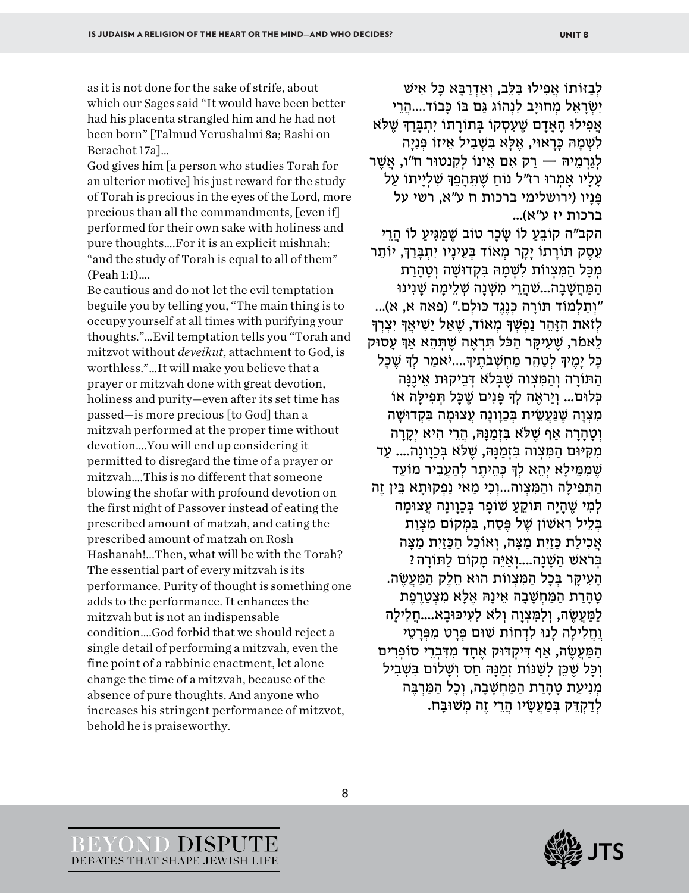as it is not done for the sake of strife, about which our Sages said "It would have been better had his placenta strangled him and he had not been born" [Talmud Yerushalmi 8a; Rashi on Berachot 17a]...

God gives him [a person who studies Torah for an ulterior motive] his just reward for the study of Torah is precious in the eyes of the Lord, more precious than all the commandments, [even if] performed for their own sake with holiness and pure thoughts....For it is an explicit mishnah: "and the study of Torah is equal to all of them" (Peah 1:1)....

Be cautious and do not let the evil temptation beguile you by telling you, "The main thing is to occupy yourself at all times with purifying your thoughts."...Evil temptation tells you "Torah and mitzvot without *deveikut*, attachment to God, is worthless."...It will make you believe that a prayer or mitzvah done with great devotion, holiness and purity—even after its set time has passed—is more precious [to God] than a mitzvah performed at the proper time without devotion....You will end up considering it permitted to disregard the time of a prayer or mitzvah....This is no different that someone blowing the shofar with profound devotion on the first night of Passover instead of eating the prescribed amount of matzah, and eating the prescribed amount of matzah on Rosh Hashanah!...Then, what will be with the Torah? The essential part of every mitzvah is its performance. Purity of thought is something one adds to the performance. It enhances the mitzvah but is not an indispensable condition....God forbid that we should reject a single detail of performing a mitzvah, even the fine point of a rabbinic enactment, let alone change the time of a mitzvah, because of the absence of pure thoughts. And anyone who increases his stringent performance of mitzvot, behold he is praiseworthy.

לְבַזּוֹתוֹ אֲפִילוּ בַּלֵּב, וְאַדְרַבָּא כָּל אִישׁ יִשְׂרָאֵל מְחוּיָב לִנְהוֹג גַּם בּוֹ כָּבוֹד....הֲרֵי אֲפִילוּ הָאָדָם שֶׁעָסְקוֹ בְּתוֹרָתוֹ יִתְבָּרַךְ שֶׁלֹּא לִשְׁמָהּ כָּרָאוּי, אֶלָּא בִּשְׁבִיל אֵיזוֹ פְּנִיָּה לְגַרְמֵיהּ — רַק אִם אֵינוֹ לְקִנְטוּר ח"ו, אֲשֶׁר עָלָיו אָמְרוּ רז"ל נוֹחַ שֶׁתֵּהָפֵךְ שִׁלְיָיתוֹ עַל פָּנָיו (ירושלימי ברכות ח ע"א, רשי על ברכות יז ע"א)...

הקב"ה קוֹבֵעַ לוֹ שָׂכָר טוֹב שֶׁמַּגִּיעַ לוֹ הֲרֵי עֵסֶק תּוֹרָתוֹ יָקָר מְאוֹד בְּעֵינָיו יִתְבָּרַךְ, יוֹתֵר מִכָּל הַמִּצְוֹת לִשְׁמָהּ בִּקְדוּשָּׁה וְטָהֳרַת הַמַּחֲשָׁבָה...שֶׁהֲרֵי מִשְׁנָה שְׁלֵימָה שָׁנִינוּ "וְתַלְמוּד תּוֹרָה כְּנֶגֶד כּוּלָּם." (פאה א, א)...

לְזֹאת הִזָּהֵר נַפְשְׁךָ מְאוֹד, שֶׁאַל יַשִּׂיאֲךָ יִצְרְךָ לֵאמֹר, שֶׁעִיקַּר הַכֹּל תִּרְאֶה שֶׁתְּהֵא אַךְ עָסוּק כָּל יָמֶיךָ לְטַהֵר מַחְשְׁבֹתֶיךָ....יֹאמַר לְךָ שֶׁכָּל הַתּוֹרָה וְהַמִּצְוָה שֶׁבְּלֹא דְּבֵיקוּת אֵינֶנָּה כְּלוּם... וְיַרְאֶה לְךָ פָּנִים שֶׁכָּל תְּפִילָּה אוֹ מִצְוָה שֶׁנַּעֲשֵׂית בְּכַוָּונָה עֲצוּמָה בִּקְדוּשָּׁה וְטָהֳרָה אַף שֶׁלֹּא בִּזְמַנָּהּ, הֲרֵי הִיא יְקָרָה מִקִּיּוּם הַמִּצְוָה בִּזְמַנָּהּ, שֶׁלֹּא בְּכַוָּנָה.... עַד שֶׁמִּמֵּילָא יְהֵא לְךָ כְּהֶיתֵּר לְהַעֲבִיר מוֹעֵד הַתְּפִילָּה וְהַמִּצְוָה...וְכִי מַאי נַפְקוּתָא בֵּין זֶה לְמִי שֶׁהָיָה תּוֹקֵעַ שׁוֹפָר בְּכַוָונָה עֲצוּמָה בְּלֵיל רִאשׁוֹן שֶׁל פֶּסַח, בִּמְקוֹם מִצְוַת אֲכִילַת כַּזַּיִת מַצָּה, וְאוֹכֵל הַכַּזַּיִת מַצָּה בְּרֹאשׁ הַשָּׁנָה....וְאַיֵּה מָקוֹם לַתּוֹרָה? הָעִיקָּר בְּכָל הַמִּצְוֹת הוּא חֵלֶק הַמַּעֲשֶׂה. טָהֳרַת הַמַּחְשָׁבָה אֵינָהּ אֶלָּא מִצְטָרֶפֶת לַמַּעֲשֶׂה, וְלַמִּצְוָה וְלֹא לְעִיכּוּבָא....חָלִילָה וְחָלִילָה לָנוּ לִדְחוֹת שׁוּם פְּרָט מִפְּרָטֵי הַמַּעֲשֶׂה, אַף דִּיקְדּוּק אֶחָד מִדִּבְרֵי סוֹפְרִים וְכָל שֶׁכֵּן לְשַׁנּוֹת זְמַנָּהּ חַס וְשָׁלוֹם בִּשְׁבִיל מְנִיעַת טָהֳרַת הַמַּחְשָׁבָה, וְכָל הַמַּרְבֶּה לְדַקְדֵּק בְּמַעֲשָׂיו הֲרֵי זֶה מְשׁוּבָּח.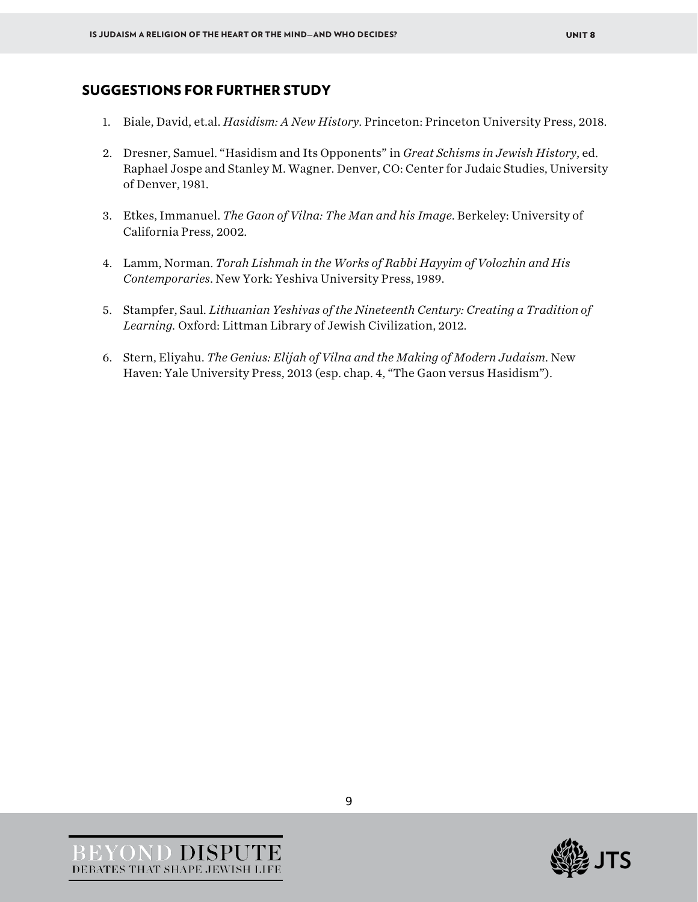## SUGGESTIONS FOR FURTHER STUDY

1. Biale, David, et.al. *Hasidism: A New History*. Princeton: Princeton University Press, 2018.
2. Dresner, Samuel. "Hasidism and Its Opponents" in *Great Schisms in Jewish History*, ed. Raphael Jospe and Stanley M. Wagner. Denver, CO: Center for Judaic Studies, University of Denver, 1981.
3. Etkes, Immanuel. *The Gaon of Vilna: The Man and his Image*. Berkeley: University of California Press, 2002.
4. Lamm, Norman. *Torah Lishmah in the Works of Rabbi Hayyim of Volozhin and His Contemporaries*. New York: Yeshiva University Press, 1989.
5. Stampfer, Saul. *Lithuanian Yeshivas of the Nineteenth Century: Creating a Tradition of Learning.* Oxford: Littman Library of Jewish Civilization, 2012.
6. Stern, Eliyahu. *The Genius: Elijah of Vilna and the Making of Modern Judaism*. New Haven: Yale University Press, 2013 (esp. chap. 4, "The Gaon versus Hasidism").